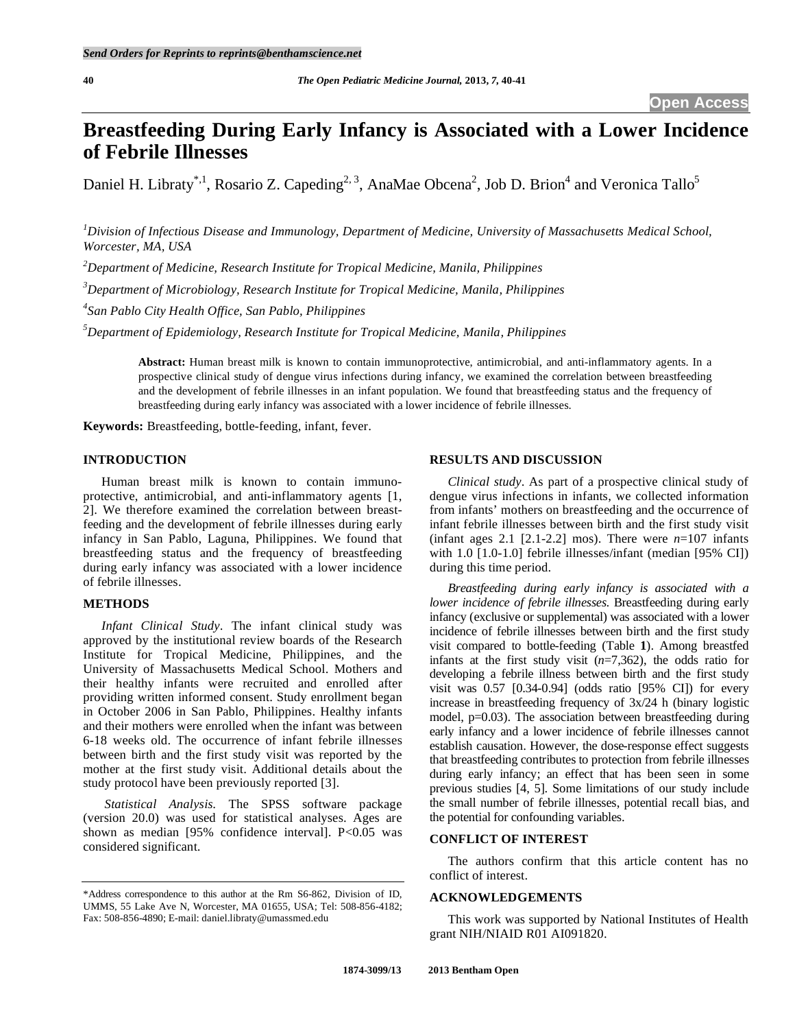# Breastfeeding During Early Infancy is Associated with a Lower Incidence of Febrile Illnesses

Daniel H. Libraty[*,1], Rosario Z. Capeding[2,3], AnaMae Obcena[2], Job D. Brion[4] and Veronica Tallo[5]

[1]*Division of Infectious Disease and Immunology, Department of Medicine, University of Massachusetts Medical School, Worcester, MA, USA*

[2]*Department of Medicine, Research Institute for Tropical Medicine, Manila, Philippines*

[3]*Department of Microbiology, Research Institute for Tropical Medicine, Manila, Philippines*

[4]*San Pablo City Health Office, San Pablo, Philippines*

[5]*Department of Epidemiology, Research Institute for Tropical Medicine, Manila, Philippines*

**Abstract:** Human breast milk is known to contain immunoprotective, antimicrobial, and anti-inflammatory agents. In a prospective clinical study of dengue virus infections during infancy, we examined the correlation between breastfeeding and the development of febrile illnesses in an infant population. We found that breastfeeding status and the frequency of breastfeeding during early infancy was associated with a lower incidence of febrile illnesses.

**Keywords:** Breastfeeding, bottle-feeding, infant, fever.

## INTRODUCTION

Human breast milk is known to contain immunoprotective, antimicrobial, and anti-inflammatory agents [1, 2]. We therefore examined the correlation between breastfeeding and the development of febrile illnesses during early infancy in San Pablo, Laguna, Philippines. We found that breastfeeding status and the frequency of breastfeeding during early infancy was associated with a lower incidence of febrile illnesses.

## METHODS

*Infant Clinical Study*. The infant clinical study was approved by the institutional review boards of the Research Institute for Tropical Medicine, Philippines, and the University of Massachusetts Medical School. Mothers and their healthy infants were recruited and enrolled after providing written informed consent. Study enrollment began in October 2006 in San Pablo, Philippines. Healthy infants and their mothers were enrolled when the infant was between 6-18 weeks old. The occurrence of infant febrile illnesses between birth and the first study visit was reported by the mother at the first study visit. Additional details about the study protocol have been previously reported [3].

*Statistical Analysis.* The SPSS software package (version 20.0) was used for statistical analyses. Ages are shown as median [95% confidence interval]. P<0.05 was considered significant.

## RESULTS AND DISCUSSION

*Clinical study*. As part of a prospective clinical study of dengue virus infections in infants, we collected information from infants' mothers on breastfeeding and the occurrence of infant febrile illnesses between birth and the first study visit (infant ages 2.1 [2.1-2.2] mos). There were *n*=107 infants with 1.0 [1.0-1.0] febrile illnesses/infant (median [95% CI]) during this time period.

*Breastfeeding during early infancy is associated with a lower incidence of febrile illnesses.* Breastfeeding during early infancy (exclusive or supplemental) was associated with a lower incidence of febrile illnesses between birth and the first study visit compared to bottle-feeding (Table **1**). Among breastfed infants at the first study visit (*n*=7,362), the odds ratio for developing a febrile illness between birth and the first study visit was 0.57 [0.34-0.94] (odds ratio [95% CI]) for every increase in breastfeeding frequency of 3x/24 h (binary logistic model, p=0.03). The association between breastfeeding during early infancy and a lower incidence of febrile illnesses cannot establish causation. However, the dose-response effect suggests that breastfeeding contributes to protection from febrile illnesses during early infancy; an effect that has been seen in some previous studies [4, 5]. Some limitations of our study include the small number of febrile illnesses, potential recall bias, and the potential for confounding variables.

## CONFLICT OF INTEREST

The authors confirm that this article content has no conflict of interest.

## ACKNOWLEDGEMENTS

This work was supported by National Institutes of Health grant NIH/NIAID R01 AI091820.

---

*Address correspondence to this author at the Rm S6-862, Division of ID, UMMS, 55 Lake Ave N, Worcester, MA 01655, USA; Tel: 508-856-4182; Fax: 508-856-4890; E-mail: daniel.libraty@umassmed.edu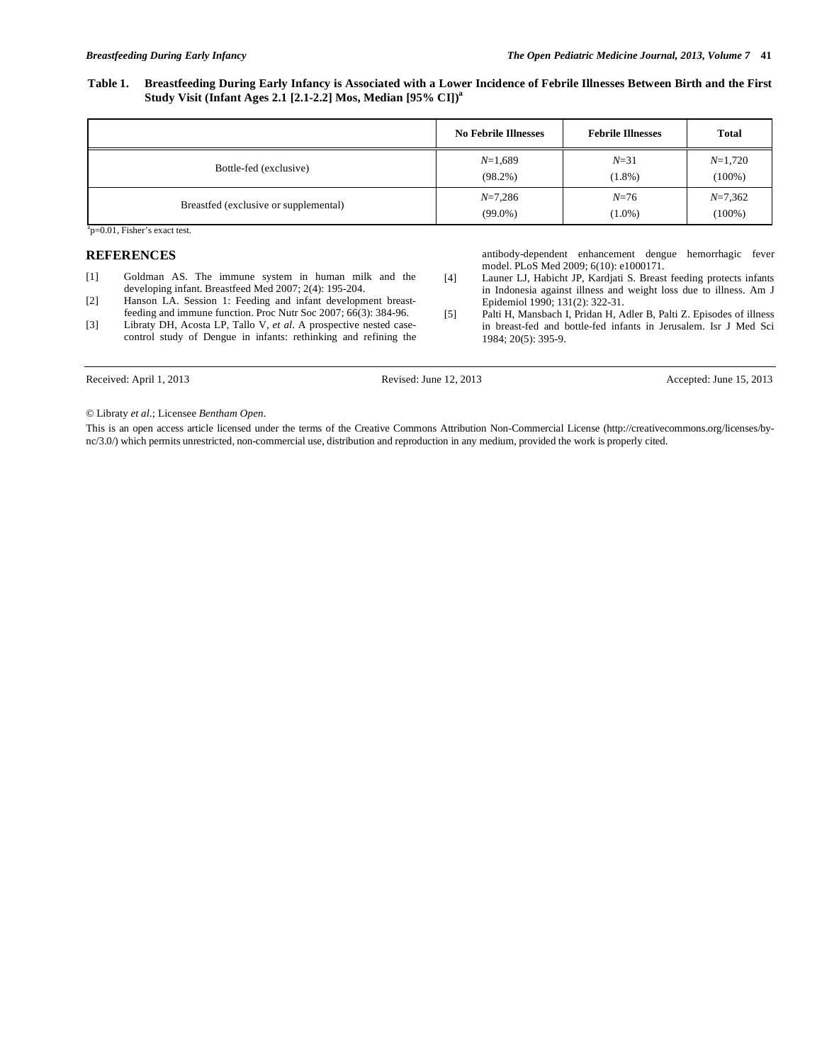**Table 1. Breastfeeding During Early Infancy is Associated with a Lower Incidence of Febrile Illnesses Between Birth and the First Study Visit (Infant Ages 2.1 [2.1-2.2] Mos, Median [95% CI])[a]**

| | No Febrile Illnesses | Febrile Illnesses | Total |
|---|---|---|---|
| Bottle-fed (exclusive) | *N*=1,689 (98.2%) | *N*=31 (1.8%) | *N*=1,720 (100%) |
| Breastfed (exclusive or supplemental) | *N*=7,286 (99.0%) | *N*=76 (1.0%) | *N*=7,362 (100%) |

[a]p=0.01, Fisher's exact test.

## REFERENCES

[1] Goldman AS. The immune system in human milk and the developing infant. Breastfeed Med 2007; 2(4): 195-204.

[2] Hanson LA. Session 1: Feeding and infant development breast-feeding and immune function. Proc Nutr Soc 2007; 66(3): 384-96.

[3] Libraty DH, Acosta LP, Tallo V, *et al*. A prospective nested case-control study of Dengue in infants: rethinking and refining the antibody-dependent enhancement dengue hemorrhagic fever model. PLoS Med 2009; 6(10): e1000171.

[4] Launer LJ, Habicht JP, Kardjati S. Breast feeding protects infants in Indonesia against illness and weight loss due to illness. Am J Epidemiol 1990; 131(2): 322-31.

[5] Palti H, Mansbach I, Pridan H, Adler B, Palti Z. Episodes of illness in breast-fed and bottle-fed infants in Jerusalem. Isr J Med Sci 1984; 20(5): 395-9.

Received: April 1, 2013 Revised: June 12, 2013 Accepted: June 15, 2013

© Libraty *et al*.; Licensee *Bentham Open*.

This is an open access article licensed under the terms of the Creative Commons Attribution Non-Commercial License (http://creativecommons.org/licenses/by-nc/3.0/) which permits unrestricted, non-commercial use, distribution and reproduction in any medium, provided the work is properly cited.